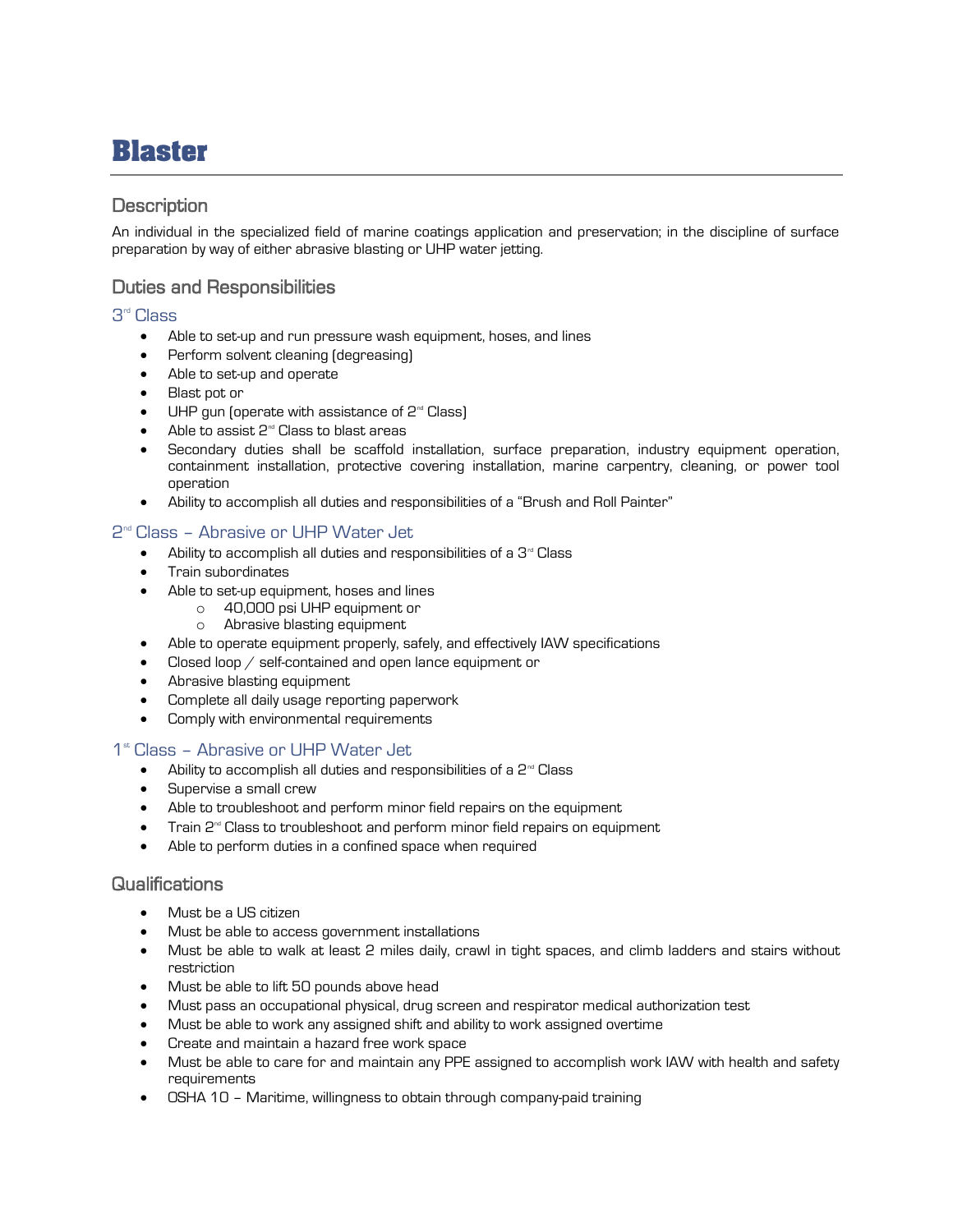# Blaster

## Description

An individual in the specialized field of marine coatings application and preservation; in the discipline of surface preparation by way of either abrasive blasting or UHP water jetting.

## Duties and Responsibilities

### 3rd Class

- Able to set-up and run pressure wash equipment, hoses, and lines
- Perform solvent cleaning (degreasing)
- Able to set-up and operate
- Blast pot or
- UHP gun (operate with assistance of 2nd Class)
- Able to assist 2nd Class to blast areas
- Secondary duties shall be scaffold installation, surface preparation, industry equipment operation, containment installation, protective covering installation, marine carpentry, cleaning, or power tool operation
- Ability to accomplish all duties and responsibilities of a "Brush and Roll Painter"

### 2nd Class – Abrasive or UHP Water Jet

- Ability to accomplish all duties and responsibilities of a 3rd Class
- Train subordinates
- Able to set-up equipment, hoses and lines
  - 40,000 psi UHP equipment or
  - Abrasive blasting equipment
- Able to operate equipment properly, safely, and effectively IAW specifications
- Closed loop / self-contained and open lance equipment or
- Abrasive blasting equipment
- Complete all daily usage reporting paperwork
- Comply with environmental requirements

### 1st Class – Abrasive or UHP Water Jet

- Ability to accomplish all duties and responsibilities of a 2nd Class
- Supervise a small crew
- Able to troubleshoot and perform minor field repairs on the equipment
- Train 2nd Class to troubleshoot and perform minor field repairs on equipment
- Able to perform duties in a confined space when required

## Qualifications

- Must be a US citizen
- Must be able to access government installations
- Must be able to walk at least 2 miles daily, crawl in tight spaces, and climb ladders and stairs without restriction
- Must be able to lift 50 pounds above head
- Must pass an occupational physical, drug screen and respirator medical authorization test
- Must be able to work any assigned shift and ability to work assigned overtime
- Create and maintain a hazard free work space
- Must be able to care for and maintain any PPE assigned to accomplish work IAW with health and safety requirements
- OSHA 10 – Maritime, willingness to obtain through company-paid training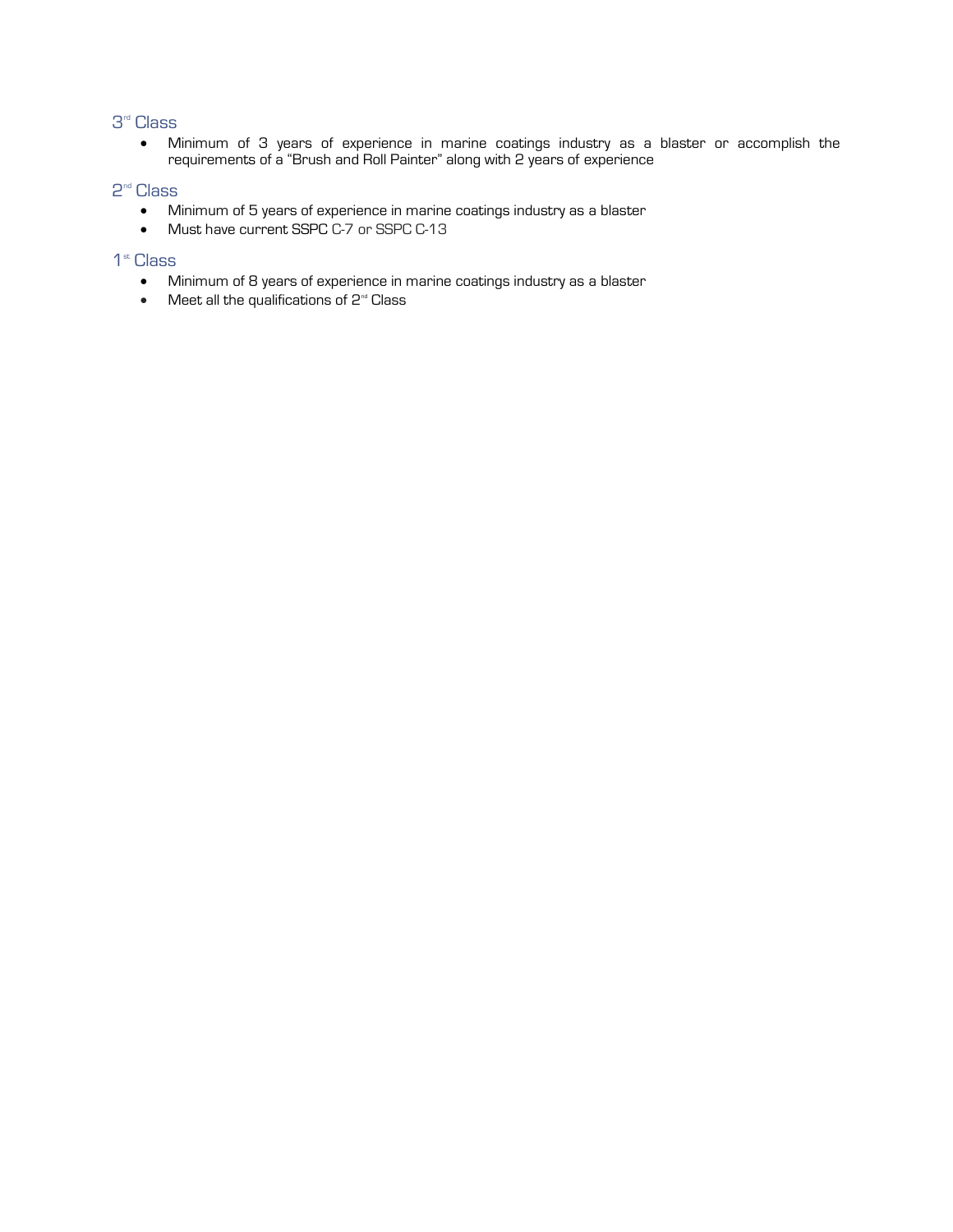### 3rd Class

- Minimum of 3 years of experience in marine coatings industry as a blaster or accomplish the requirements of a "Brush and Roll Painter" along with 2 years of experience

### 2nd Class

- Minimum of 5 years of experience in marine coatings industry as a blaster
- Must have current SSPC C-7 or SSPC C-13

### 1st Class

- Minimum of 8 years of experience in marine coatings industry as a blaster
- Meet all the qualifications of 2nd Class